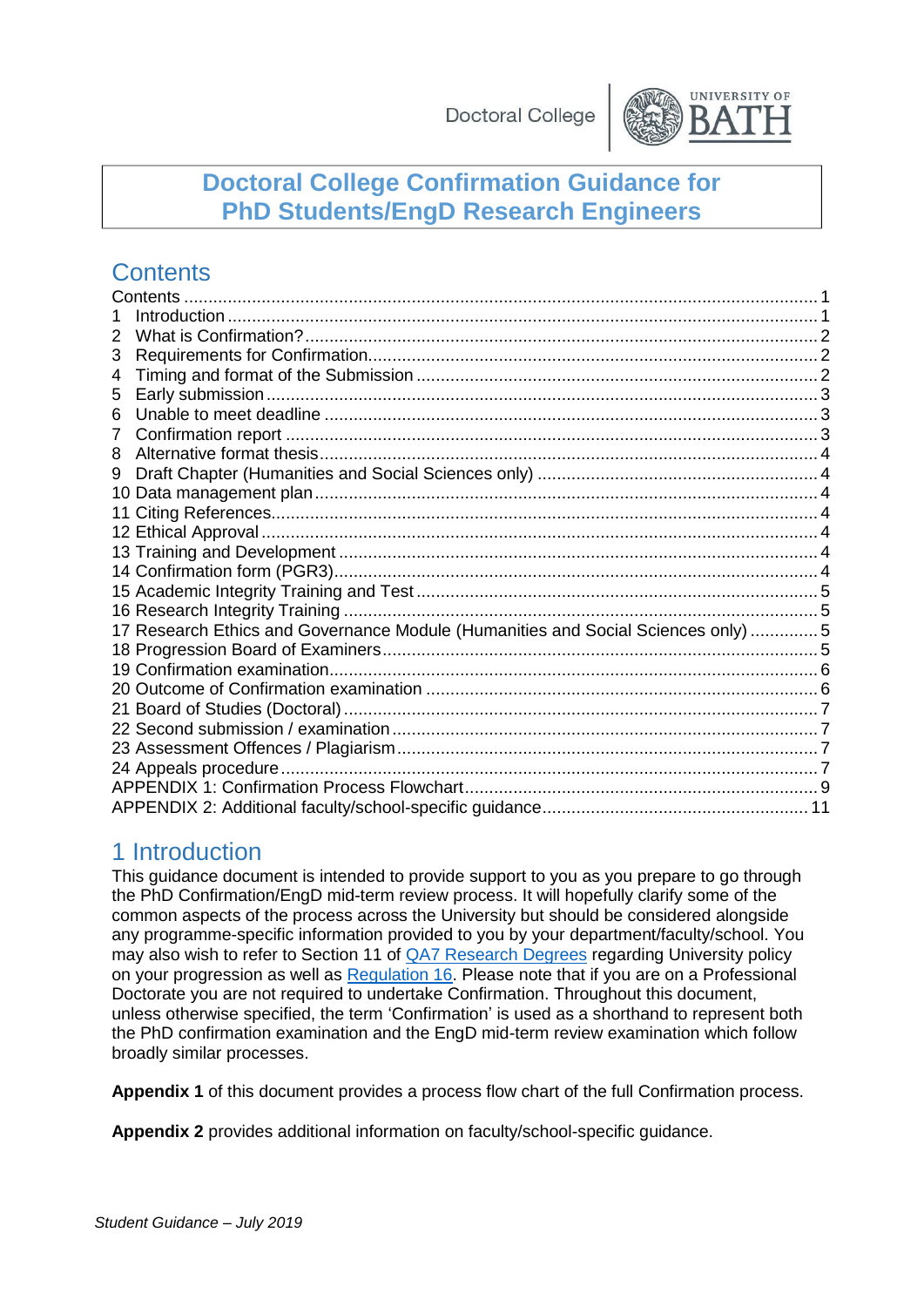Doctoral College | UNIVERSITY OF BATH

# Doctoral College Confirmation Guidance for PhD Students/EngD Research Engineers

## Contents

Contents .......... 1
1 Introduction .......... 1
2 What is Confirmation? .......... 2
3 Requirements for Confirmation .......... 2
4 Timing and format of the Submission .......... 2
5 Early submission .......... 3
6 Unable to meet deadline .......... 3
7 Confirmation report .......... 3
8 Alternative format thesis .......... 4
9 Draft Chapter (Humanities and Social Sciences only) .......... 4
10 Data management plan .......... 4
11 Citing References .......... 4
12 Ethical Approval .......... 4
13 Training and Development .......... 4
14 Confirmation form (PGR3) .......... 4
15 Academic Integrity Training and Test .......... 5
16 Research Integrity Training .......... 5
17 Research Ethics and Governance Module (Humanities and Social Sciences only) .......... 5
18 Progression Board of Examiners .......... 5
19 Confirmation examination .......... 6
20 Outcome of Confirmation examination .......... 6
21 Board of Studies (Doctoral) .......... 7
22 Second submission / examination .......... 7
23 Assessment Offences / Plagiarism .......... 7
24 Appeals procedure .......... 7
APPENDIX 1: Confirmation Process Flowchart .......... 9
APPENDIX 2: Additional faculty/school-specific guidance .......... 11

## 1 Introduction

This guidance document is intended to provide support to you as you prepare to go through the PhD Confirmation/EngD mid-term review process. It will hopefully clarify some of the common aspects of the process across the University but should be considered alongside any programme-specific information provided to you by your department/faculty/school. You may also wish to refer to Section 11 of QA7 Research Degrees regarding University policy on your progression as well as Regulation 16. Please note that if you are on a Professional Doctorate you are not required to undertake Confirmation. Throughout this document, unless otherwise specified, the term 'Confirmation' is used as a shorthand to represent both the PhD confirmation examination and the EngD mid-term review examination which follow broadly similar processes.

**Appendix 1** of this document provides a process flow chart of the full Confirmation process.

**Appendix 2** provides additional information on faculty/school-specific guidance.

*Student Guidance – July 2019*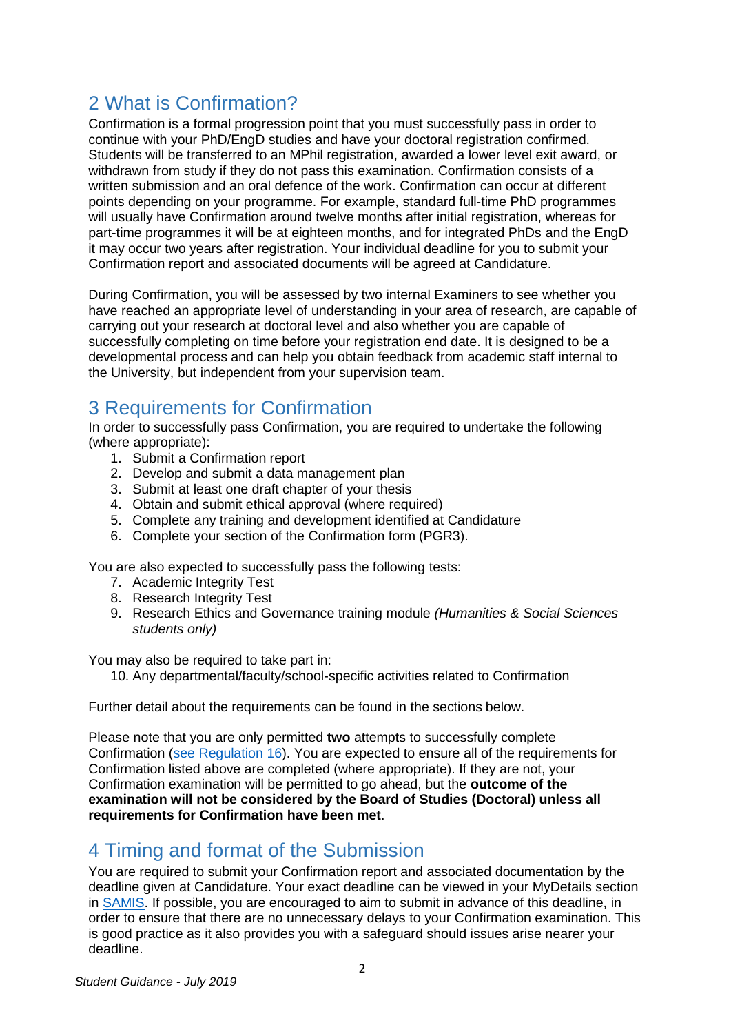## 2 What is Confirmation?

Confirmation is a formal progression point that you must successfully pass in order to continue with your PhD/EngD studies and have your doctoral registration confirmed. Students will be transferred to an MPhil registration, awarded a lower level exit award, or withdrawn from study if they do not pass this examination. Confirmation consists of a written submission and an oral defence of the work. Confirmation can occur at different points depending on your programme. For example, standard full-time PhD programmes will usually have Confirmation around twelve months after initial registration, whereas for part-time programmes it will be at eighteen months, and for integrated PhDs and the EngD it may occur two years after registration. Your individual deadline for you to submit your Confirmation report and associated documents will be agreed at Candidature.

During Confirmation, you will be assessed by two internal Examiners to see whether you have reached an appropriate level of understanding in your area of research, are capable of carrying out your research at doctoral level and also whether you are capable of successfully completing on time before your registration end date. It is designed to be a developmental process and can help you obtain feedback from academic staff internal to the University, but independent from your supervision team.

## 3 Requirements for Confirmation

In order to successfully pass Confirmation, you are required to undertake the following (where appropriate):

1. Submit a Confirmation report
2. Develop and submit a data management plan
3. Submit at least one draft chapter of your thesis
4. Obtain and submit ethical approval (where required)
5. Complete any training and development identified at Candidature
6. Complete your section of the Confirmation form (PGR3).

You are also expected to successfully pass the following tests:

7. Academic Integrity Test
8. Research Integrity Test
9. Research Ethics and Governance training module *(Humanities & Social Sciences students only)*

You may also be required to take part in:

10. Any departmental/faculty/school-specific activities related to Confirmation

Further detail about the requirements can be found in the sections below.

Please note that you are only permitted **two** attempts to successfully complete Confirmation (see Regulation 16). You are expected to ensure all of the requirements for Confirmation listed above are completed (where appropriate). If they are not, your Confirmation examination will be permitted to go ahead, but the **outcome of the examination will not be considered by the Board of Studies (Doctoral) unless all requirements for Confirmation have been met**.

## 4 Timing and format of the Submission

You are required to submit your Confirmation report and associated documentation by the deadline given at Candidature. Your exact deadline can be viewed in your MyDetails section in SAMIS. If possible, you are encouraged to aim to submit in advance of this deadline, in order to ensure that there are no unnecessary delays to your Confirmation examination. This is good practice as it also provides you with a safeguard should issues arise nearer your deadline.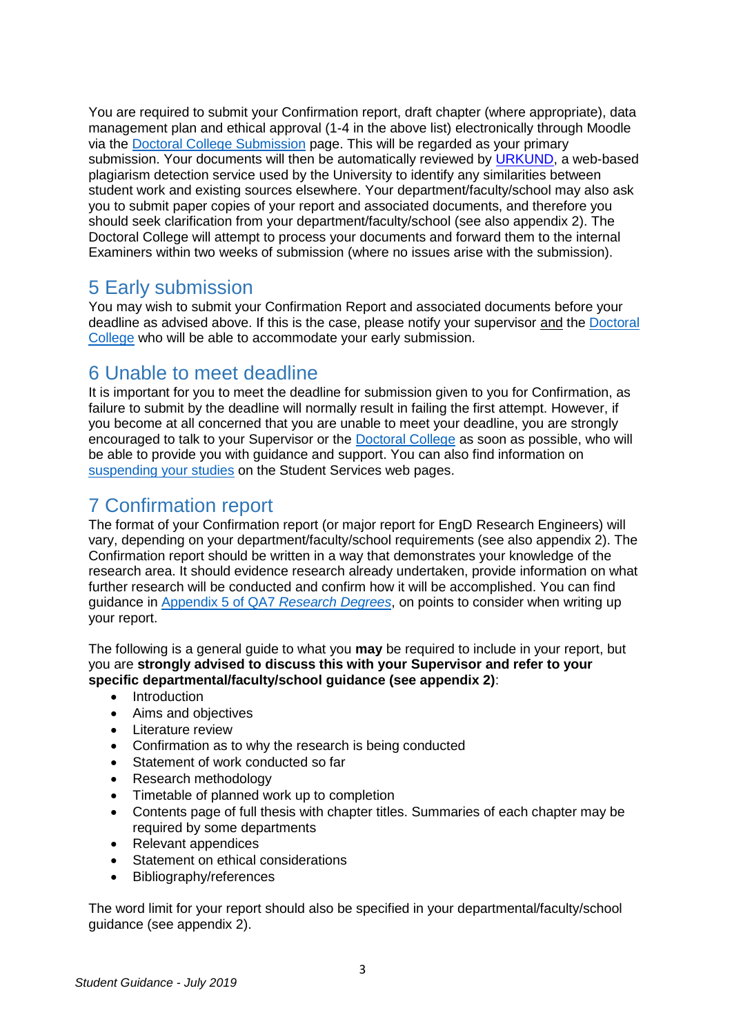You are required to submit your Confirmation report, draft chapter (where appropriate), data management plan and ethical approval (1-4 in the above list) electronically through Moodle via the [Doctoral College Submission]() page. This will be regarded as your primary submission. Your documents will then be automatically reviewed by [URKUND](), a web-based plagiarism detection service used by the University to identify any similarities between student work and existing sources elsewhere. Your department/faculty/school may also ask you to submit paper copies of your report and associated documents, and therefore you should seek clarification from your department/faculty/school (see also appendix 2). The Doctoral College will attempt to process your documents and forward them to the internal Examiners within two weeks of submission (where no issues arise with the submission).

## 5 Early submission

You may wish to submit your Confirmation Report and associated documents before your deadline as advised above. If this is the case, please notify your supervisor <u>and</u> the [Doctoral College]() who will be able to accommodate your early submission.

## 6 Unable to meet deadline

It is important for you to meet the deadline for submission given to you for Confirmation, as failure to submit by the deadline will normally result in failing the first attempt. However, if you become at all concerned that you are unable to meet your deadline, you are strongly encouraged to talk to your Supervisor or the [Doctoral College]() as soon as possible, who will be able to provide you with guidance and support. You can also find information on [suspending your studies]() on the Student Services web pages.

## 7 Confirmation report

The format of your Confirmation report (or major report for EngD Research Engineers) will vary, depending on your department/faculty/school requirements (see also appendix 2). The Confirmation report should be written in a way that demonstrates your knowledge of the research area. It should evidence research already undertaken, provide information on what further research will be conducted and confirm how it will be accomplished. You can find guidance in [Appendix 5 of QA7 *Research Degrees*](), on points to consider when writing up your report.

The following is a general guide to what you **may** be required to include in your report, but you are **strongly advised to discuss this with your Supervisor and refer to your specific departmental/faculty/school guidance (see appendix 2)**:

- Introduction
- Aims and objectives
- Literature review
- Confirmation as to why the research is being conducted
- Statement of work conducted so far
- Research methodology
- Timetable of planned work up to completion
- Contents page of full thesis with chapter titles. Summaries of each chapter may be required by some departments
- Relevant appendices
- Statement on ethical considerations
- Bibliography/references

The word limit for your report should also be specified in your departmental/faculty/school guidance (see appendix 2).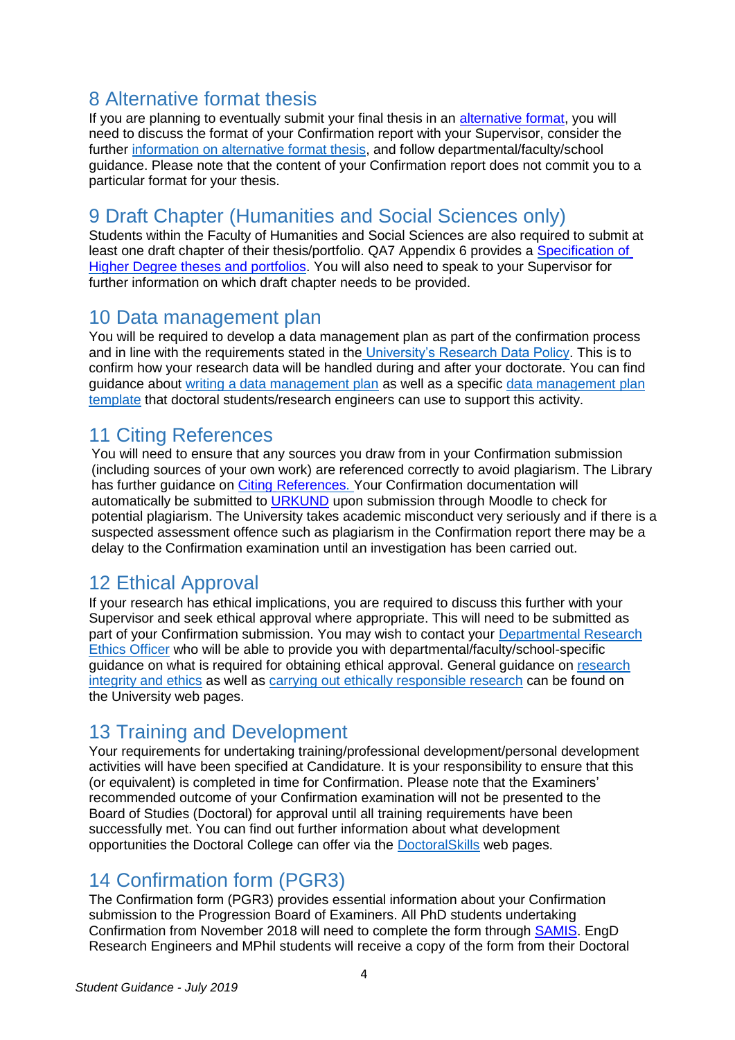## 8 Alternative format thesis

If you are planning to eventually submit your final thesis in an alternative format, you will need to discuss the format of your Confirmation report with your Supervisor, consider the further information on alternative format thesis, and follow departmental/faculty/school guidance. Please note that the content of your Confirmation report does not commit you to a particular format for your thesis.

## 9 Draft Chapter (Humanities and Social Sciences only)

Students within the Faculty of Humanities and Social Sciences are also required to submit at least one draft chapter of their thesis/portfolio. QA7 Appendix 6 provides a Specification of Higher Degree theses and portfolios. You will also need to speak to your Supervisor for further information on which draft chapter needs to be provided.

## 10 Data management plan

You will be required to develop a data management plan as part of the confirmation process and in line with the requirements stated in the University's Research Data Policy. This is to confirm how your research data will be handled during and after your doctorate. You can find guidance about writing a data management plan as well as a specific data management plan template that doctoral students/research engineers can use to support this activity.

## 11 Citing References

You will need to ensure that any sources you draw from in your Confirmation submission (including sources of your own work) are referenced correctly to avoid plagiarism. The Library has further guidance on Citing References. Your Confirmation documentation will automatically be submitted to URKUND upon submission through Moodle to check for potential plagiarism. The University takes academic misconduct very seriously and if there is a suspected assessment offence such as plagiarism in the Confirmation report there may be a delay to the Confirmation examination until an investigation has been carried out.

## 12 Ethical Approval

If your research has ethical implications, you are required to discuss this further with your Supervisor and seek ethical approval where appropriate. This will need to be submitted as part of your Confirmation submission. You may wish to contact your Departmental Research Ethics Officer who will be able to provide you with departmental/faculty/school-specific guidance on what is required for obtaining ethical approval. General guidance on research integrity and ethics as well as carrying out ethically responsible research can be found on the University web pages.

## 13 Training and Development

Your requirements for undertaking training/professional development/personal development activities will have been specified at Candidature. It is your responsibility to ensure that this (or equivalent) is completed in time for Confirmation. Please note that the Examiners' recommended outcome of your Confirmation examination will not be presented to the Board of Studies (Doctoral) for approval until all training requirements have been successfully met. You can find out further information about what development opportunities the Doctoral College can offer via the DoctoralSkills web pages.

## 14 Confirmation form (PGR3)

The Confirmation form (PGR3) provides essential information about your Confirmation submission to the Progression Board of Examiners. All PhD students undertaking Confirmation from November 2018 will need to complete the form through SAMIS. EngD Research Engineers and MPhil students will receive a copy of the form from their Doctoral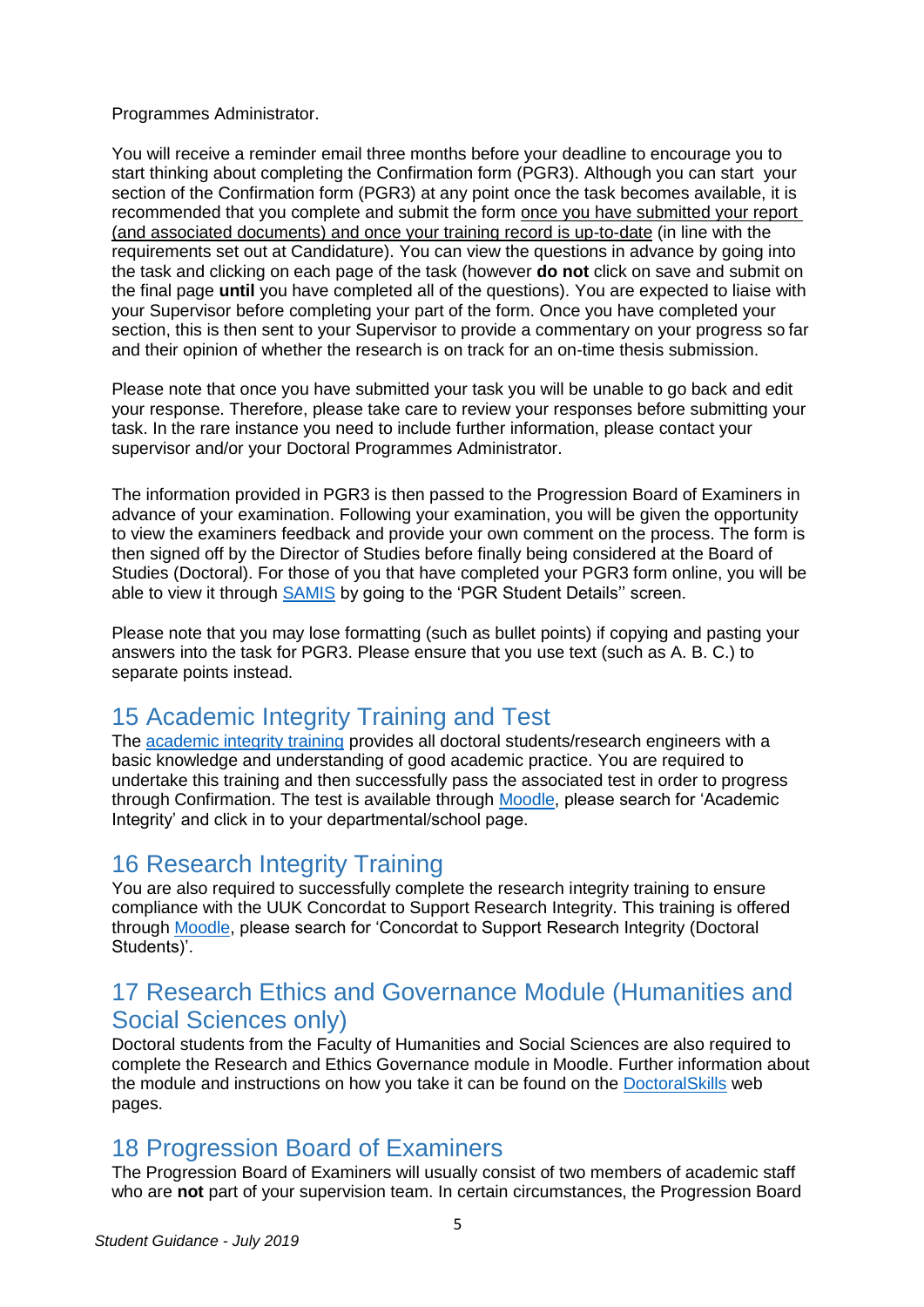Programmes Administrator.

You will receive a reminder email three months before your deadline to encourage you to start thinking about completing the Confirmation form (PGR3). Although you can start your section of the Confirmation form (PGR3) at any point once the task becomes available, it is recommended that you complete and submit the form once you have submitted your report (and associated documents) and once your training record is up-to-date (in line with the requirements set out at Candidature). You can view the questions in advance by going into the task and clicking on each page of the task (however **do not** click on save and submit on the final page **until** you have completed all of the questions). You are expected to liaise with your Supervisor before completing your part of the form. Once you have completed your section, this is then sent to your Supervisor to provide a commentary on your progress so far and their opinion of whether the research is on track for an on-time thesis submission.

Please note that once you have submitted your task you will be unable to go back and edit your response. Therefore, please take care to review your responses before submitting your task. In the rare instance you need to include further information, please contact your supervisor and/or your Doctoral Programmes Administrator.

The information provided in PGR3 is then passed to the Progression Board of Examiners in advance of your examination. Following your examination, you will be given the opportunity to view the examiners feedback and provide your own comment on the process. The form is then signed off by the Director of Studies before finally being considered at the Board of Studies (Doctoral). For those of you that have completed your PGR3 form online, you will be able to view it through SAMIS by going to the 'PGR Student Details'' screen.

Please note that you may lose formatting (such as bullet points) if copying and pasting your answers into the task for PGR3. Please ensure that you use text (such as A. B. C.) to separate points instead.

## 15 Academic Integrity Training and Test

The academic integrity training provides all doctoral students/research engineers with a basic knowledge and understanding of good academic practice. You are required to undertake this training and then successfully pass the associated test in order to progress through Confirmation. The test is available through Moodle, please search for 'Academic Integrity' and click in to your departmental/school page.

## 16 Research Integrity Training

You are also required to successfully complete the research integrity training to ensure compliance with the UUK Concordat to Support Research Integrity. This training is offered through Moodle, please search for 'Concordat to Support Research Integrity (Doctoral Students)'.

## 17 Research Ethics and Governance Module (Humanities and Social Sciences only)

Doctoral students from the Faculty of Humanities and Social Sciences are also required to complete the Research and Ethics Governance module in Moodle. Further information about the module and instructions on how you take it can be found on the DoctoralSkills web pages.

## 18 Progression Board of Examiners

The Progression Board of Examiners will usually consist of two members of academic staff who are **not** part of your supervision team. In certain circumstances, the Progression Board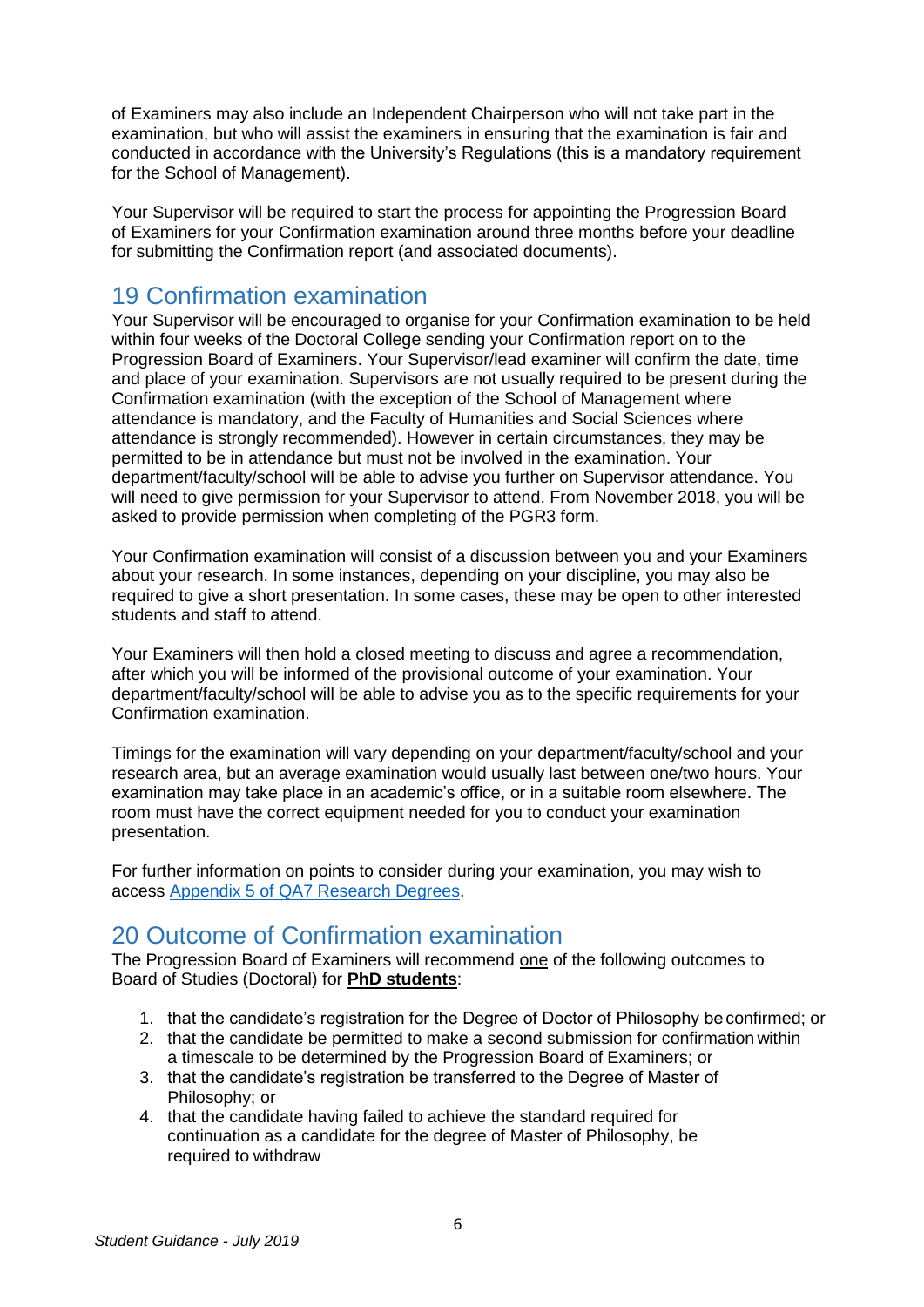of Examiners may also include an Independent Chairperson who will not take part in the examination, but who will assist the examiners in ensuring that the examination is fair and conducted in accordance with the University's Regulations (this is a mandatory requirement for the School of Management).

Your Supervisor will be required to start the process for appointing the Progression Board of Examiners for your Confirmation examination around three months before your deadline for submitting the Confirmation report (and associated documents).

## 19 Confirmation examination

Your Supervisor will be encouraged to organise for your Confirmation examination to be held within four weeks of the Doctoral College sending your Confirmation report on to the Progression Board of Examiners. Your Supervisor/lead examiner will confirm the date, time and place of your examination. Supervisors are not usually required to be present during the Confirmation examination (with the exception of the School of Management where attendance is mandatory, and the Faculty of Humanities and Social Sciences where attendance is strongly recommended). However in certain circumstances, they may be permitted to be in attendance but must not be involved in the examination. Your department/faculty/school will be able to advise you further on Supervisor attendance. You will need to give permission for your Supervisor to attend. From November 2018, you will be asked to provide permission when completing of the PGR3 form.

Your Confirmation examination will consist of a discussion between you and your Examiners about your research. In some instances, depending on your discipline, you may also be required to give a short presentation. In some cases, these may be open to other interested students and staff to attend.

Your Examiners will then hold a closed meeting to discuss and agree a recommendation, after which you will be informed of the provisional outcome of your examination. Your department/faculty/school will be able to advise you as to the specific requirements for your Confirmation examination.

Timings for the examination will vary depending on your department/faculty/school and your research area, but an average examination would usually last between one/two hours. Your examination may take place in an academic's office, or in a suitable room elsewhere. The room must have the correct equipment needed for you to conduct your examination presentation.

For further information on points to consider during your examination, you may wish to access [Appendix 5 of QA7 Research Degrees](Appendix 5 of QA7 Research Degrees).

## 20 Outcome of Confirmation examination

The Progression Board of Examiners will recommend one of the following outcomes to Board of Studies (Doctoral) for **PhD students**:

1. that the candidate's registration for the Degree of Doctor of Philosophy be confirmed; or
2. that the candidate be permitted to make a second submission for confirmation within a timescale to be determined by the Progression Board of Examiners; or
3. that the candidate's registration be transferred to the Degree of Master of Philosophy; or
4. that the candidate having failed to achieve the standard required for continuation as a candidate for the degree of Master of Philosophy, be required to withdraw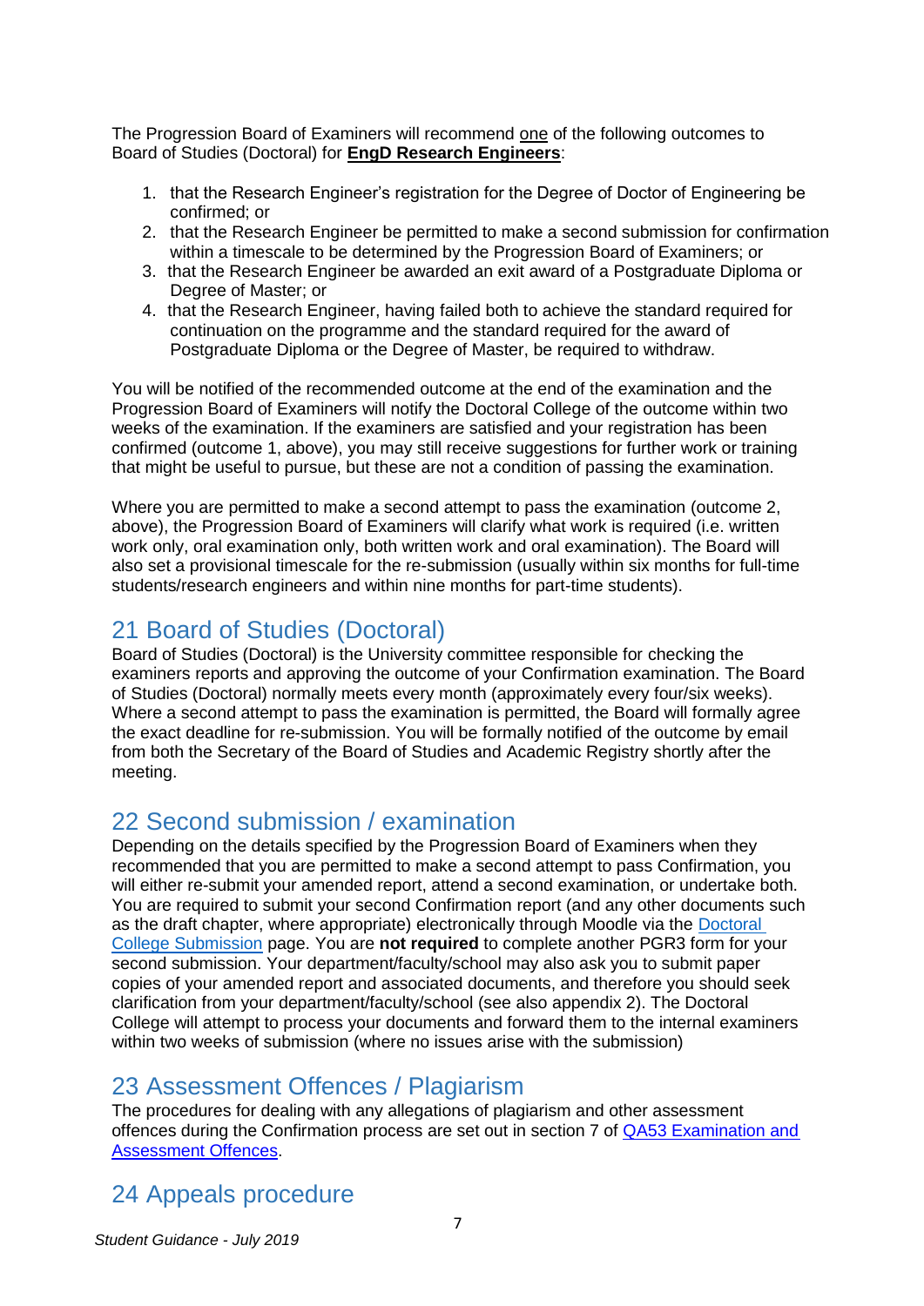The Progression Board of Examiners will recommend <u>one</u> of the following outcomes to Board of Studies (Doctoral) for **<u>EngD Research Engineers</u>**:

1. that the Research Engineer's registration for the Degree of Doctor of Engineering be confirmed; or
2. that the Research Engineer be permitted to make a second submission for confirmation within a timescale to be determined by the Progression Board of Examiners; or
3. that the Research Engineer be awarded an exit award of a Postgraduate Diploma or Degree of Master; or
4. that the Research Engineer, having failed both to achieve the standard required for continuation on the programme and the standard required for the award of Postgraduate Diploma or the Degree of Master, be required to withdraw.

You will be notified of the recommended outcome at the end of the examination and the Progression Board of Examiners will notify the Doctoral College of the outcome within two weeks of the examination. If the examiners are satisfied and your registration has been confirmed (outcome 1, above), you may still receive suggestions for further work or training that might be useful to pursue, but these are not a condition of passing the examination.

Where you are permitted to make a second attempt to pass the examination (outcome 2, above), the Progression Board of Examiners will clarify what work is required (i.e. written work only, oral examination only, both written work and oral examination). The Board will also set a provisional timescale for the re-submission (usually within six months for full-time students/research engineers and within nine months for part-time students).

## 21 Board of Studies (Doctoral)

Board of Studies (Doctoral) is the University committee responsible for checking the examiners reports and approving the outcome of your Confirmation examination. The Board of Studies (Doctoral) normally meets every month (approximately every four/six weeks). Where a second attempt to pass the examination is permitted, the Board will formally agree the exact deadline for re-submission. You will be formally notified of the outcome by email from both the Secretary of the Board of Studies and Academic Registry shortly after the meeting.

## 22 Second submission / examination

Depending on the details specified by the Progression Board of Examiners when they recommended that you are permitted to make a second attempt to pass Confirmation, you will either re-submit your amended report, attend a second examination, or undertake both. You are required to submit your second Confirmation report (and any other documents such as the draft chapter, where appropriate) electronically through Moodle via the Doctoral College Submission page. You are **not required** to complete another PGR3 form for your second submission. Your department/faculty/school may also ask you to submit paper copies of your amended report and associated documents, and therefore you should seek clarification from your department/faculty/school (see also appendix 2). The Doctoral College will attempt to process your documents and forward them to the internal examiners within two weeks of submission (where no issues arise with the submission)

## 23 Assessment Offences / Plagiarism

The procedures for dealing with any allegations of plagiarism and other assessment offences during the Confirmation process are set out in section 7 of QA53 Examination and Assessment Offences.

## 24 Appeals procedure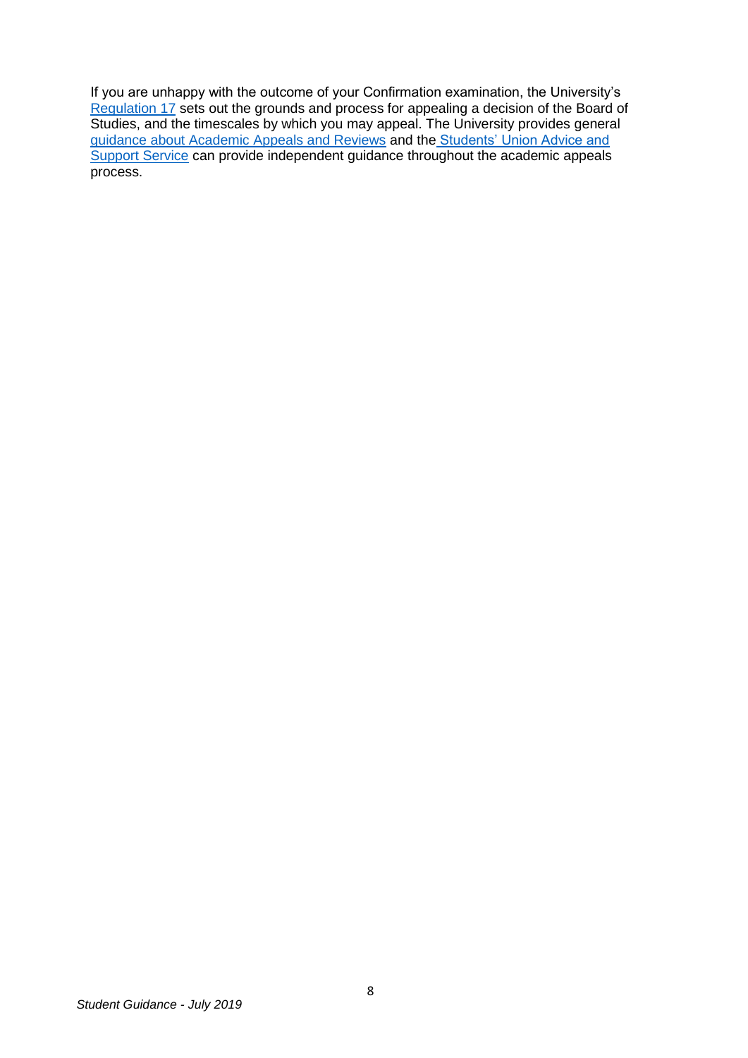If you are unhappy with the outcome of your Confirmation examination, the University's Regulation 17 sets out the grounds and process for appealing a decision of the Board of Studies, and the timescales by which you may appeal. The University provides general guidance about Academic Appeals and Reviews and the Students' Union Advice and Support Service can provide independent guidance throughout the academic appeals process.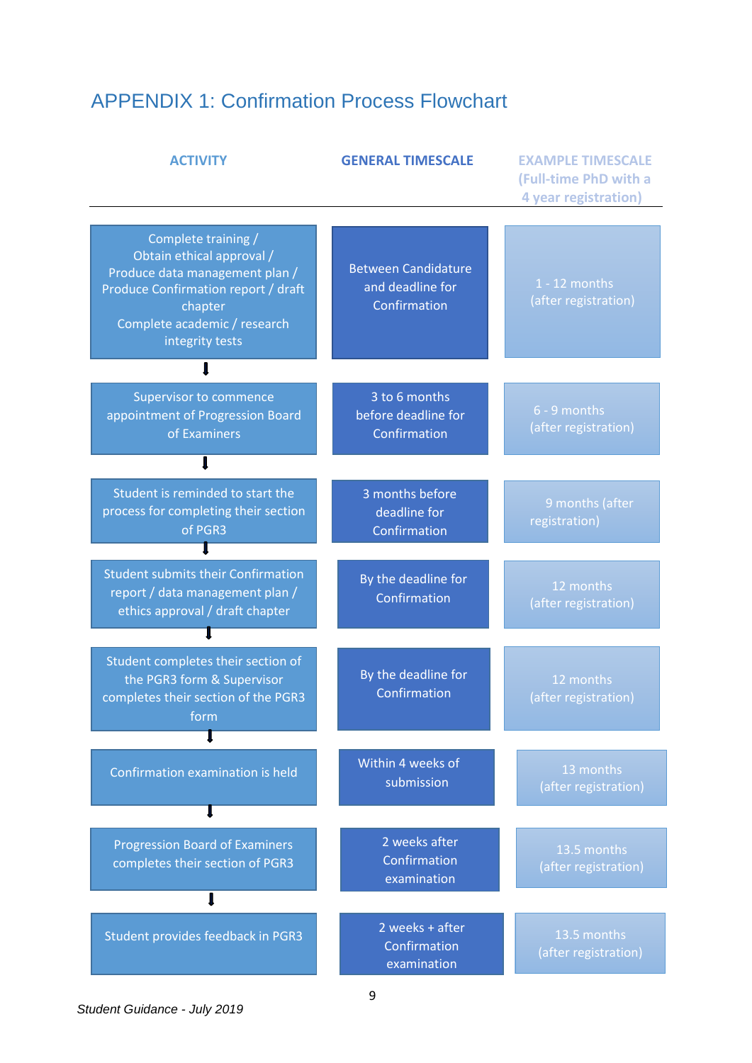# APPENDIX 1: Confirmation Process Flowchart

| ACTIVITY | GENERAL TIMESCALE | EXAMPLE TIMESCALE (Full-time PhD with a 4 year registration) |
|---|---|---|
| Complete training / Obtain ethical approval / Produce data management plan / Produce Confirmation report / draft chapter Complete academic / research integrity tests | Between Candidature and deadline for Confirmation | 1 - 12 months (after registration) |
| Supervisor to commence appointment of Progression Board of Examiners | 3 to 6 months before deadline for Confirmation | 6 - 9 months (after registration) |
| Student is reminded to start the process for completing their section of PGR3 | 3 months before deadline for Confirmation | 9 months (after registration) |
| Student submits their Confirmation report / data management plan / ethics approval / draft chapter | By the deadline for Confirmation | 12 months (after registration) |
| Student completes their section of the PGR3 form & Supervisor completes their section of the PGR3 form | By the deadline for Confirmation | 12 months (after registration) |
| Confirmation examination is held | Within 4 weeks of submission | 13 months (after registration) |
| Progression Board of Examiners completes their section of PGR3 | 2 weeks after Confirmation examination | 13.5 months (after registration) |
| Student provides feedback in PGR3 | 2 weeks + after Confirmation examination | 13.5 months (after registration) |

*Student Guidance - July 2019*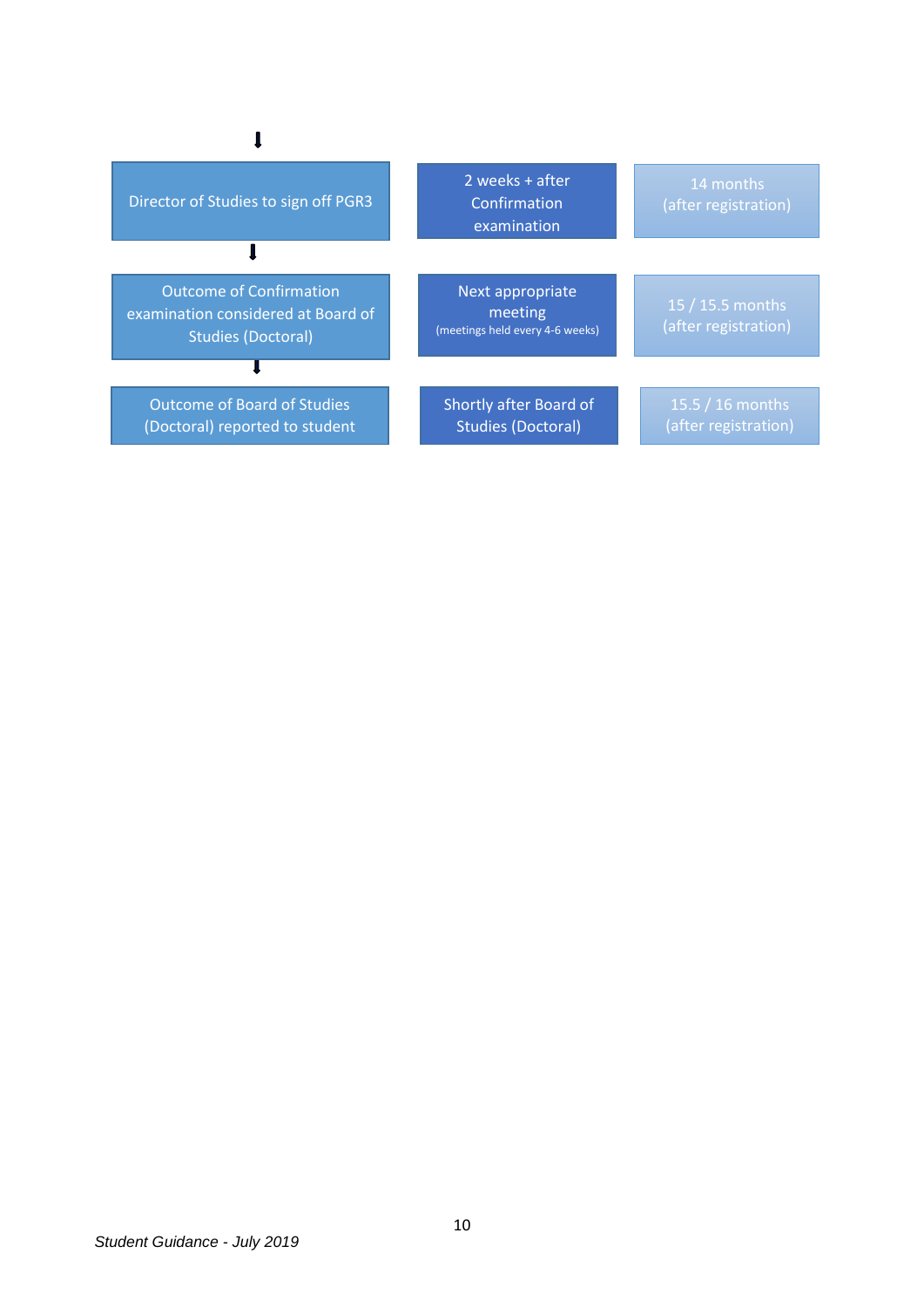| Stage | Timing | Months |
| --- | --- | --- |
| Director of Studies to sign off PGR3 | 2 weeks + after Confirmation examination | 14 months (after registration) |
| Outcome of Confirmation examination considered at Board of Studies (Doctoral) | Next appropriate meeting (meetings held every 4-6 weeks) | 15 / 15.5 months (after registration) |
| Outcome of Board of Studies (Doctoral) reported to student | Shortly after Board of Studies (Doctoral) | 15.5 / 16 months (after registration) |

*Student Guidance - July 2019*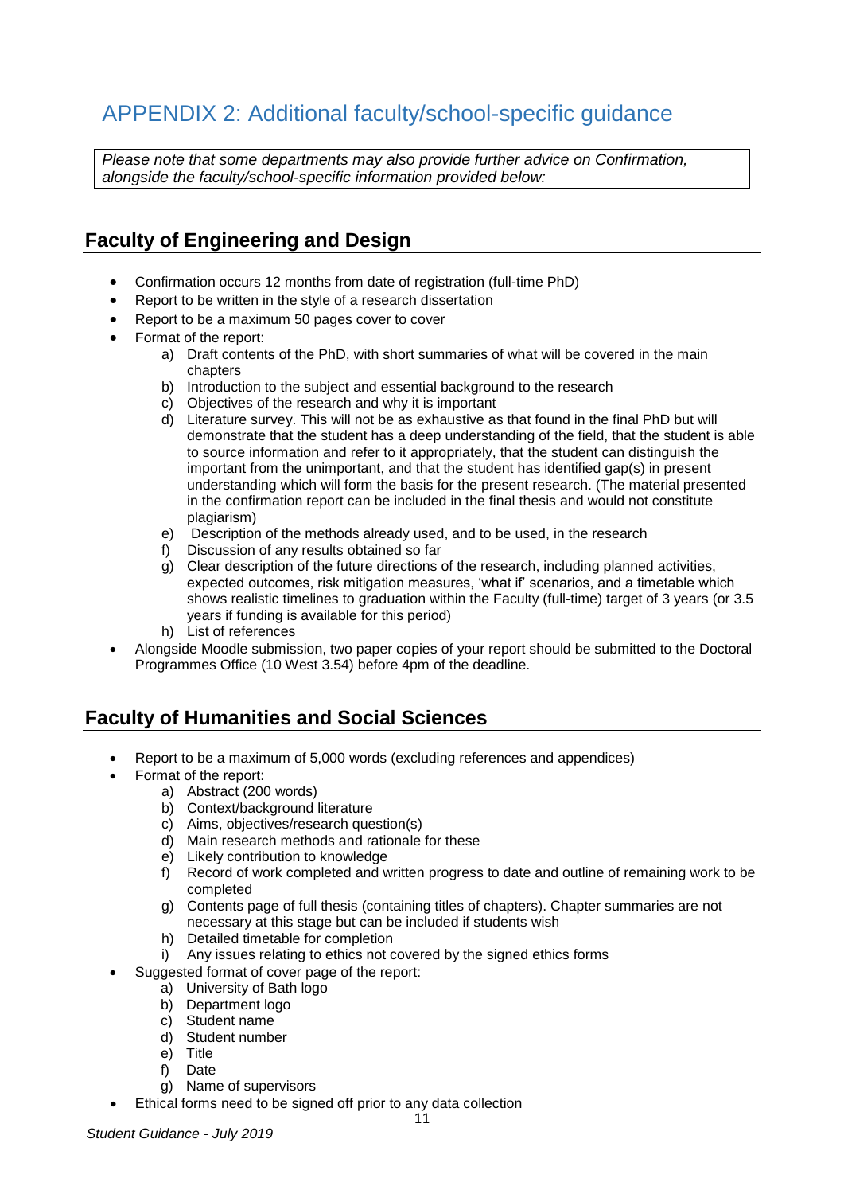# APPENDIX 2: Additional faculty/school-specific guidance

*Please note that some departments may also provide further advice on Confirmation, alongside the faculty/school-specific information provided below:*

## Faculty of Engineering and Design

- Confirmation occurs 12 months from date of registration (full-time PhD)
- Report to be written in the style of a research dissertation
- Report to be a maximum 50 pages cover to cover
- Format of the report:
    a) Draft contents of the PhD, with short summaries of what will be covered in the main chapters
    b) Introduction to the subject and essential background to the research
    c) Objectives of the research and why it is important
    d) Literature survey. This will not be as exhaustive as that found in the final PhD but will demonstrate that the student has a deep understanding of the field, that the student is able to source information and refer to it appropriately, that the student can distinguish the important from the unimportant, and that the student has identified gap(s) in present understanding which will form the basis for the present research. (The material presented in the confirmation report can be included in the final thesis and would not constitute plagiarism)
    e) Description of the methods already used, and to be used, in the research
    f) Discussion of any results obtained so far
    g) Clear description of the future directions of the research, including planned activities, expected outcomes, risk mitigation measures, 'what if' scenarios, and a timetable which shows realistic timelines to graduation within the Faculty (full-time) target of 3 years (or 3.5 years if funding is available for this period)
    h) List of references
- Alongside Moodle submission, two paper copies of your report should be submitted to the Doctoral Programmes Office (10 West 3.54) before 4pm of the deadline.

## Faculty of Humanities and Social Sciences

- Report to be a maximum of 5,000 words (excluding references and appendices)
- Format of the report:
    a) Abstract (200 words)
    b) Context/background literature
    c) Aims, objectives/research question(s)
    d) Main research methods and rationale for these
    e) Likely contribution to knowledge
    f) Record of work completed and written progress to date and outline of remaining work to be completed
    g) Contents page of full thesis (containing titles of chapters). Chapter summaries are not necessary at this stage but can be included if students wish
    h) Detailed timetable for completion
    i) Any issues relating to ethics not covered by the signed ethics forms
- Suggested format of cover page of the report:
    a) University of Bath logo
    b) Department logo
    c) Student name
    d) Student number
    e) Title
    f) Date
    g) Name of supervisors
- Ethical forms need to be signed off prior to any data collection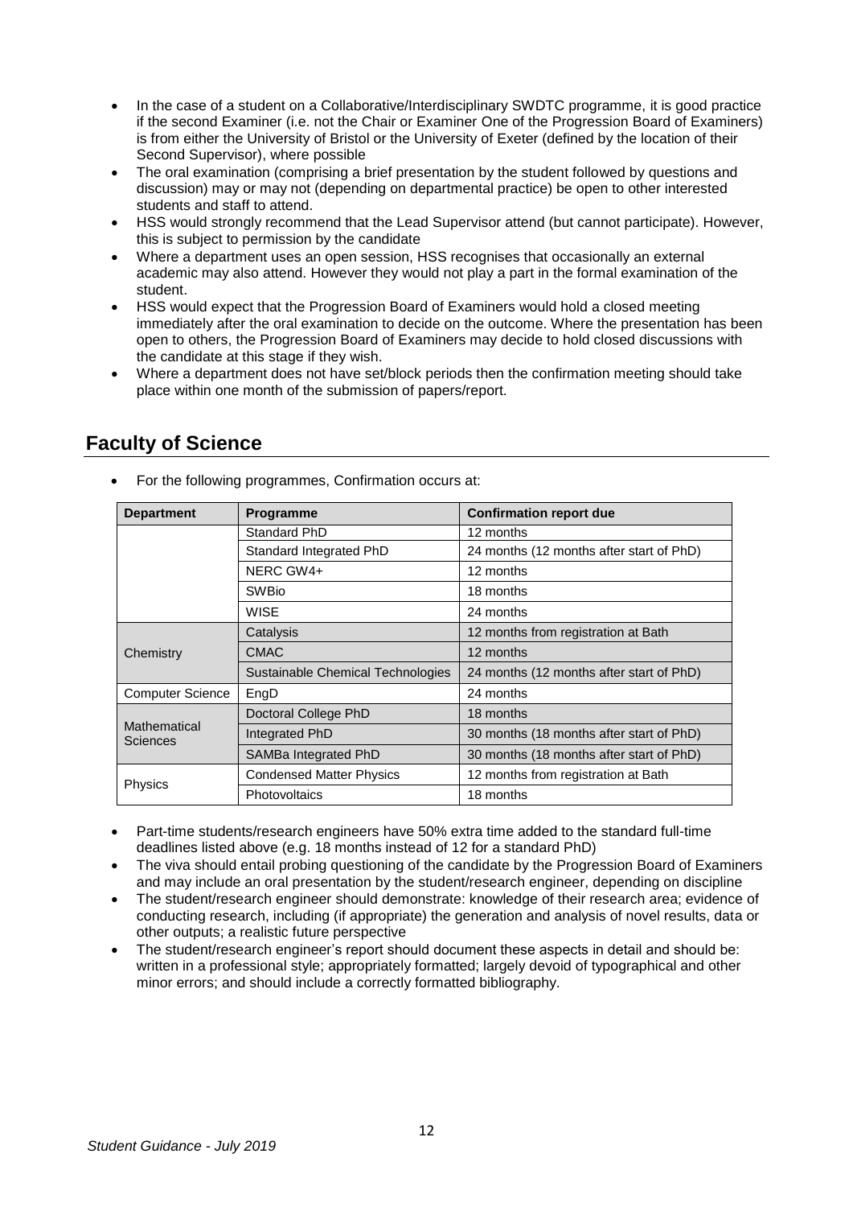- In the case of a student on a Collaborative/Interdisciplinary SWDTC programme, it is good practice if the second Examiner (i.e. not the Chair or Examiner One of the Progression Board of Examiners) is from either the University of Bristol or the University of Exeter (defined by the location of their Second Supervisor), where possible
- The oral examination (comprising a brief presentation by the student followed by questions and discussion) may or may not (depending on departmental practice) be open to other interested students and staff to attend.
- HSS would strongly recommend that the Lead Supervisor attend (but cannot participate). However, this is subject to permission by the candidate
- Where a department uses an open session, HSS recognises that occasionally an external academic may also attend. However they would not play a part in the formal examination of the student.
- HSS would expect that the Progression Board of Examiners would hold a closed meeting immediately after the oral examination to decide on the outcome. Where the presentation has been open to others, the Progression Board of Examiners may decide to hold closed discussions with the candidate at this stage if they wish.
- Where a department does not have set/block periods then the confirmation meeting should take place within one month of the submission of papers/report.

## Faculty of Science

- For the following programmes, Confirmation occurs at:

| Department | Programme | Confirmation report due |
|---|---|---|
| | Standard PhD | 12 months |
| | Standard Integrated PhD | 24 months (12 months after start of PhD) |
| | NERC GW4+ | 12 months |
| | SWBio | 18 months |
| | WISE | 24 months |
| Chemistry | Catalysis | 12 months from registration at Bath |
| | CMAC | 12 months |
| | Sustainable Chemical Technologies | 24 months (12 months after start of PhD) |
| Computer Science | EngD | 24 months |
| Mathematical Sciences | Doctoral College PhD | 18 months |
| | Integrated PhD | 30 months (18 months after start of PhD) |
| | SAMBa Integrated PhD | 30 months (18 months after start of PhD) |
| Physics | Condensed Matter Physics | 12 months from registration at Bath |
| | Photovoltaics | 18 months |

- Part-time students/research engineers have 50% extra time added to the standard full-time deadlines listed above (e.g. 18 months instead of 12 for a standard PhD)
- The viva should entail probing questioning of the candidate by the Progression Board of Examiners and may include an oral presentation by the student/research engineer, depending on discipline
- The student/research engineer should demonstrate: knowledge of their research area; evidence of conducting research, including (if appropriate) the generation and analysis of novel results, data or other outputs; a realistic future perspective
- The student/research engineer's report should document these aspects in detail and should be: written in a professional style; appropriately formatted; largely devoid of typographical and other minor errors; and should include a correctly formatted bibliography.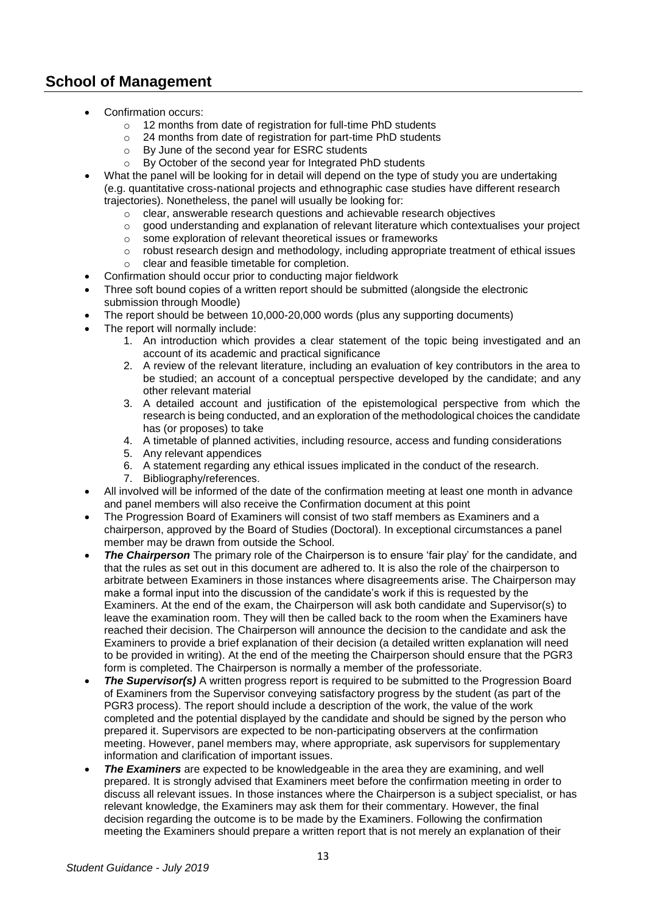## School of Management

- Confirmation occurs:
  - 12 months from date of registration for full-time PhD students
  - 24 months from date of registration for part-time PhD students
  - By June of the second year for ESRC students
  - By October of the second year for Integrated PhD students
- What the panel will be looking for in detail will depend on the type of study you are undertaking (e.g. quantitative cross-national projects and ethnographic case studies have different research trajectories). Nonetheless, the panel will usually be looking for:
  - clear, answerable research questions and achievable research objectives
  - good understanding and explanation of relevant literature which contextualises your project
  - some exploration of relevant theoretical issues or frameworks
  - robust research design and methodology, including appropriate treatment of ethical issues
  - clear and feasible timetable for completion.
- Confirmation should occur prior to conducting major fieldwork
- Three soft bound copies of a written report should be submitted (alongside the electronic submission through Moodle)
- The report should be between 10,000-20,000 words (plus any supporting documents)
- The report will normally include:
  1. An introduction which provides a clear statement of the topic being investigated and an account of its academic and practical significance
  2. A review of the relevant literature, including an evaluation of key contributors in the area to be studied; an account of a conceptual perspective developed by the candidate; and any other relevant material
  3. A detailed account and justification of the epistemological perspective from which the research is being conducted, and an exploration of the methodological choices the candidate has (or proposes) to take
  4. A timetable of planned activities, including resource, access and funding considerations
  5. Any relevant appendices
  6. A statement regarding any ethical issues implicated in the conduct of the research.
  7. Bibliography/references.
- All involved will be informed of the date of the confirmation meeting at least one month in advance and panel members will also receive the Confirmation document at this point
- The Progression Board of Examiners will consist of two staff members as Examiners and a chairperson, approved by the Board of Studies (Doctoral). In exceptional circumstances a panel member may be drawn from outside the School.
- ***The Chairperson*** The primary role of the Chairperson is to ensure 'fair play' for the candidate, and that the rules as set out in this document are adhered to. It is also the role of the chairperson to arbitrate between Examiners in those instances where disagreements arise. The Chairperson may make a formal input into the discussion of the candidate's work if this is requested by the Examiners. At the end of the exam, the Chairperson will ask both candidate and Supervisor(s) to leave the examination room. They will then be called back to the room when the Examiners have reached their decision. The Chairperson will announce the decision to the candidate and ask the Examiners to provide a brief explanation of their decision (a detailed written explanation will need to be provided in writing). At the end of the meeting the Chairperson should ensure that the PGR3 form is completed. The Chairperson is normally a member of the professoriate.
- ***The Supervisor(s)*** A written progress report is required to be submitted to the Progression Board of Examiners from the Supervisor conveying satisfactory progress by the student (as part of the PGR3 process). The report should include a description of the work, the value of the work completed and the potential displayed by the candidate and should be signed by the person who prepared it. Supervisors are expected to be non-participating observers at the confirmation meeting. However, panel members may, where appropriate, ask supervisors for supplementary information and clarification of important issues.
- ***The Examiners*** are expected to be knowledgeable in the area they are examining, and well prepared. It is strongly advised that Examiners meet before the confirmation meeting in order to discuss all relevant issues. In those instances where the Chairperson is a subject specialist, or has relevant knowledge, the Examiners may ask them for their commentary. However, the final decision regarding the outcome is to be made by the Examiners. Following the confirmation meeting the Examiners should prepare a written report that is not merely an explanation of their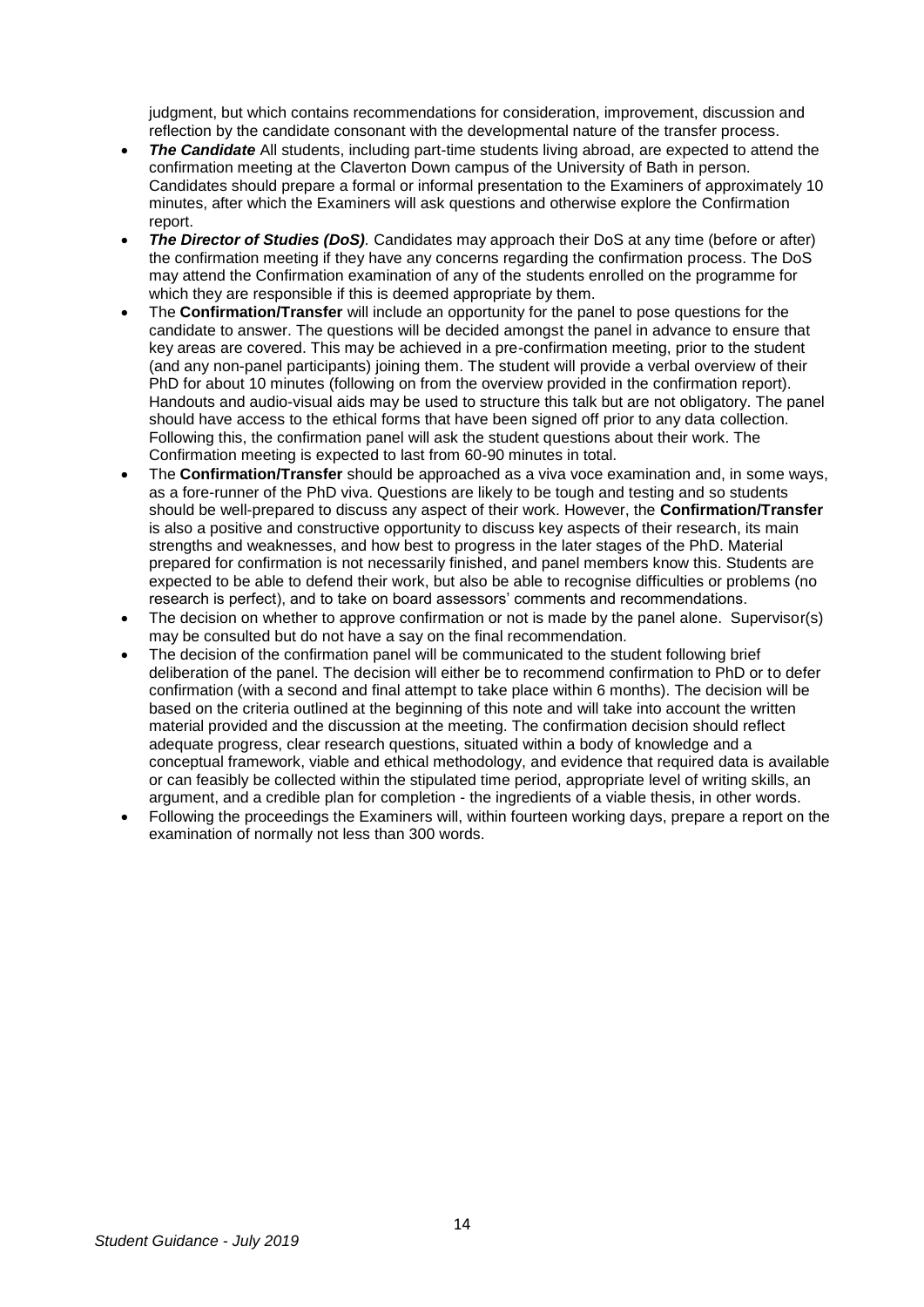judgment, but which contains recommendations for consideration, improvement, discussion and reflection by the candidate consonant with the developmental nature of the transfer process.

- ***The Candidate*** All students, including part-time students living abroad, are expected to attend the confirmation meeting at the Claverton Down campus of the University of Bath in person. Candidates should prepare a formal or informal presentation to the Examiners of approximately 10 minutes, after which the Examiners will ask questions and otherwise explore the Confirmation report.
- ***The Director of Studies (DoS)*.** Candidates may approach their DoS at any time (before or after) the confirmation meeting if they have any concerns regarding the confirmation process. The DoS may attend the Confirmation examination of any of the students enrolled on the programme for which they are responsible if this is deemed appropriate by them.
- The **Confirmation/Transfer** will include an opportunity for the panel to pose questions for the candidate to answer. The questions will be decided amongst the panel in advance to ensure that key areas are covered. This may be achieved in a pre-confirmation meeting, prior to the student (and any non-panel participants) joining them. The student will provide a verbal overview of their PhD for about 10 minutes (following on from the overview provided in the confirmation report). Handouts and audio-visual aids may be used to structure this talk but are not obligatory. The panel should have access to the ethical forms that have been signed off prior to any data collection. Following this, the confirmation panel will ask the student questions about their work. The Confirmation meeting is expected to last from 60-90 minutes in total.
- The **Confirmation/Transfer** should be approached as a viva voce examination and, in some ways, as a fore-runner of the PhD viva. Questions are likely to be tough and testing and so students should be well-prepared to discuss any aspect of their work. However, the **Confirmation/Transfer** is also a positive and constructive opportunity to discuss key aspects of their research, its main strengths and weaknesses, and how best to progress in the later stages of the PhD. Material prepared for confirmation is not necessarily finished, and panel members know this. Students are expected to be able to defend their work, but also be able to recognise difficulties or problems (no research is perfect), and to take on board assessors' comments and recommendations.
- The decision on whether to approve confirmation or not is made by the panel alone. Supervisor(s) may be consulted but do not have a say on the final recommendation.
- The decision of the confirmation panel will be communicated to the student following brief deliberation of the panel. The decision will either be to recommend confirmation to PhD or to defer confirmation (with a second and final attempt to take place within 6 months). The decision will be based on the criteria outlined at the beginning of this note and will take into account the written material provided and the discussion at the meeting. The confirmation decision should reflect adequate progress, clear research questions, situated within a body of knowledge and a conceptual framework, viable and ethical methodology, and evidence that required data is available or can feasibly be collected within the stipulated time period, appropriate level of writing skills, an argument, and a credible plan for completion - the ingredients of a viable thesis, in other words.
- Following the proceedings the Examiners will, within fourteen working days, prepare a report on the examination of normally not less than 300 words.